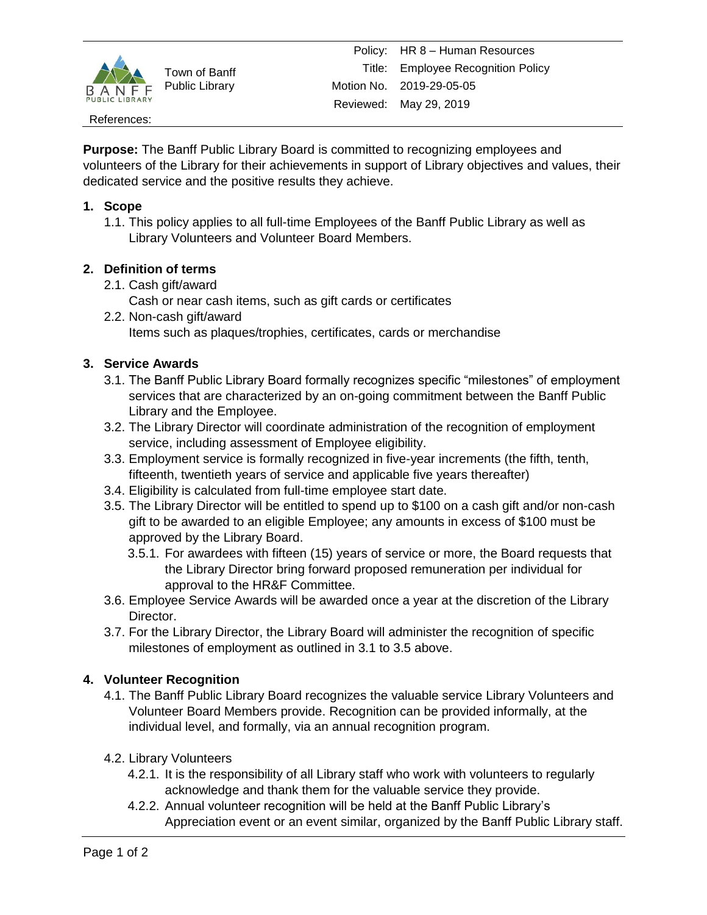Town of Banff Public Library

| | |
|---|---|
| Policy: | HR 8 – Human Resources |
| Title: | Employee Recognition Policy |
| Motion No. | 2019-29-05-05 |
| Reviewed: | May 29, 2019 |

References:

**Purpose:** The Banff Public Library Board is committed to recognizing employees and volunteers of the Library for their achievements in support of Library objectives and values, their dedicated service and the positive results they achieve.

## 1. Scope

1.1. This policy applies to all full-time Employees of the Banff Public Library as well as Library Volunteers and Volunteer Board Members.

## 2. Definition of terms

2.1. Cash gift/award
Cash or near cash items, such as gift cards or certificates

2.2. Non-cash gift/award
Items such as plaques/trophies, certificates, cards or merchandise

## 3. Service Awards

3.1. The Banff Public Library Board formally recognizes specific "milestones" of employment services that are characterized by an on-going commitment between the Banff Public Library and the Employee.

3.2. The Library Director will coordinate administration of the recognition of employment service, including assessment of Employee eligibility.

3.3. Employment service is formally recognized in five-year increments (the fifth, tenth, fifteenth, twentieth years of service and applicable five years thereafter)

3.4. Eligibility is calculated from full-time employee start date.

3.5. The Library Director will be entitled to spend up to $100 on a cash gift and/or non-cash gift to be awarded to an eligible Employee; any amounts in excess of $100 must be approved by the Library Board.

3.5.1. For awardees with fifteen (15) years of service or more, the Board requests that the Library Director bring forward proposed remuneration per individual for approval to the HR&F Committee.

3.6. Employee Service Awards will be awarded once a year at the discretion of the Library Director.

3.7. For the Library Director, the Library Board will administer the recognition of specific milestones of employment as outlined in 3.1 to 3.5 above.

## 4. Volunteer Recognition

4.1. The Banff Public Library Board recognizes the valuable service Library Volunteers and Volunteer Board Members provide. Recognition can be provided informally, at the individual level, and formally, via an annual recognition program.

4.2. Library Volunteers

4.2.1. It is the responsibility of all Library staff who work with volunteers to regularly acknowledge and thank them for the valuable service they provide.

4.2.2. Annual volunteer recognition will be held at the Banff Public Library's Appreciation event or an event similar, organized by the Banff Public Library staff.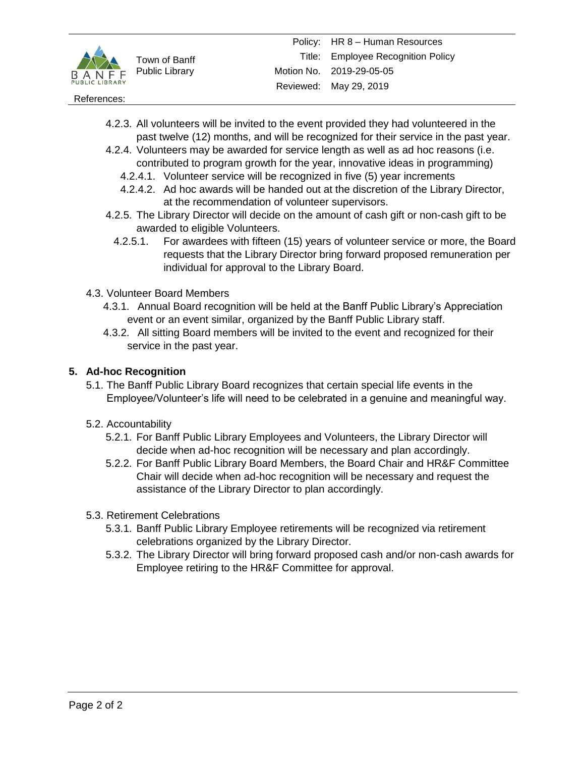4.2.3. All volunteers will be invited to the event provided they had volunteered in the past twelve (12) months, and will be recognized for their service in the past year.

4.2.4. Volunteers may be awarded for service length as well as ad hoc reasons (i.e. contributed to program growth for the year, innovative ideas in programming)

4.2.4.1. Volunteer service will be recognized in five (5) year increments

4.2.4.2. Ad hoc awards will be handed out at the discretion of the Library Director, at the recommendation of volunteer supervisors.

4.2.5. The Library Director will decide on the amount of cash gift or non-cash gift to be awarded to eligible Volunteers.

4.2.5.1. For awardees with fifteen (15) years of volunteer service or more, the Board requests that the Library Director bring forward proposed remuneration per individual for approval to the Library Board.

4.3. Volunteer Board Members

4.3.1. Annual Board recognition will be held at the Banff Public Library's Appreciation event or an event similar, organized by the Banff Public Library staff.

4.3.2. All sitting Board members will be invited to the event and recognized for their service in the past year.

## 5. Ad-hoc Recognition

5.1. The Banff Public Library Board recognizes that certain special life events in the Employee/Volunteer's life will need to be celebrated in a genuine and meaningful way.

5.2. Accountability

5.2.1. For Banff Public Library Employees and Volunteers, the Library Director will decide when ad-hoc recognition will be necessary and plan accordingly.

5.2.2. For Banff Public Library Board Members, the Board Chair and HR&F Committee Chair will decide when ad-hoc recognition will be necessary and request the assistance of the Library Director to plan accordingly.

5.3. Retirement Celebrations

5.3.1. Banff Public Library Employee retirements will be recognized via retirement celebrations organized by the Library Director.

5.3.2. The Library Director will bring forward proposed cash and/or non-cash awards for Employee retiring to the HR&F Committee for approval.